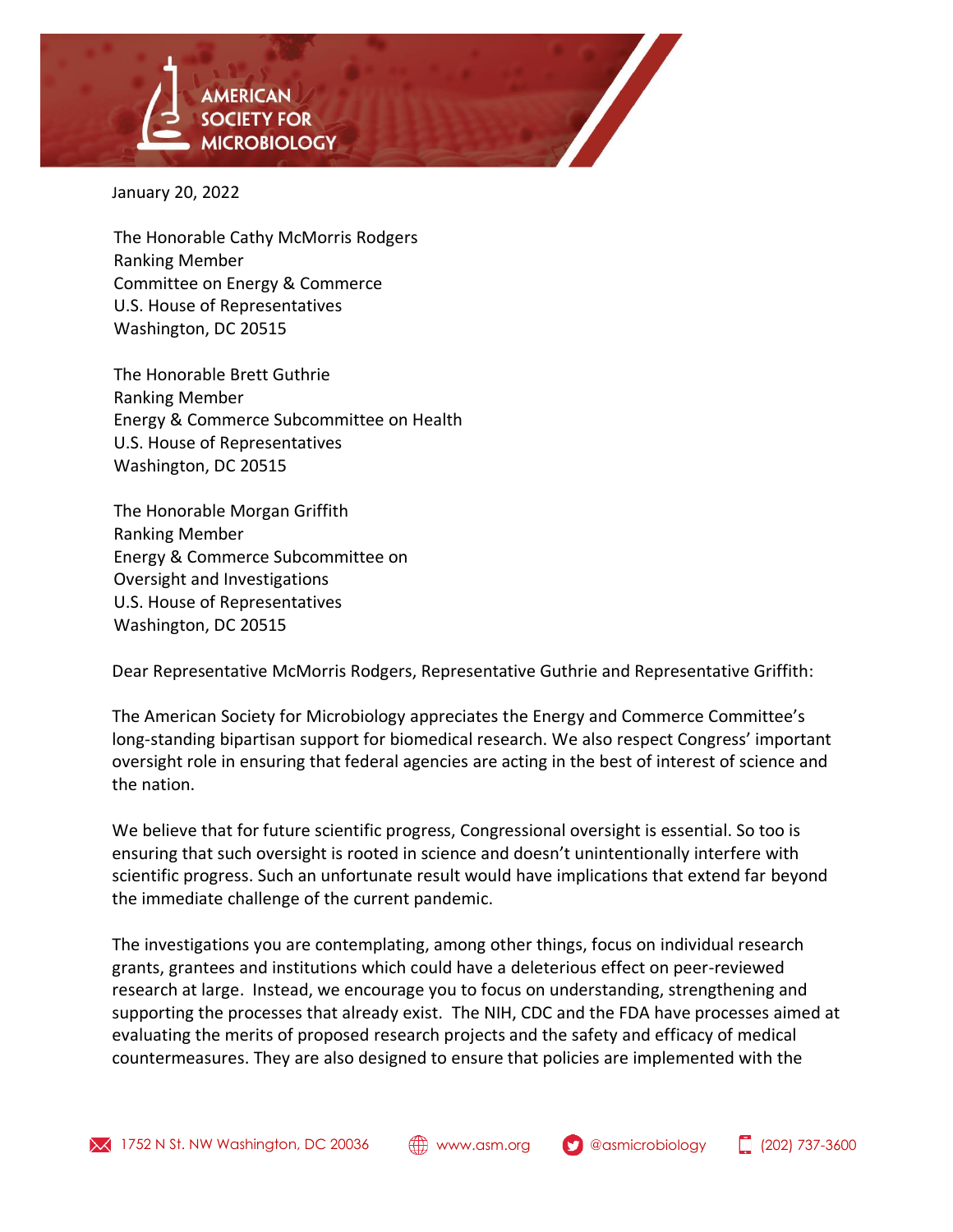AMERICAN SOCIETY FOR MICROBIOLOGY

January 20, 2022

The Honorable Cathy McMorris Rodgers
Ranking Member
Committee on Energy & Commerce
U.S. House of Representatives
Washington, DC 20515

The Honorable Brett Guthrie
Ranking Member
Energy & Commerce Subcommittee on Health
U.S. House of Representatives
Washington, DC 20515

The Honorable Morgan Griffith
Ranking Member
Energy & Commerce Subcommittee on
Oversight and Investigations
U.S. House of Representatives
Washington, DC 20515

Dear Representative McMorris Rodgers, Representative Guthrie and Representative Griffith:

The American Society for Microbiology appreciates the Energy and Commerce Committee's long-standing bipartisan support for biomedical research. We also respect Congress' important oversight role in ensuring that federal agencies are acting in the best of interest of science and the nation.

We believe that for future scientific progress, Congressional oversight is essential. So too is ensuring that such oversight is rooted in science and doesn't unintentionally interfere with scientific progress. Such an unfortunate result would have implications that extend far beyond the immediate challenge of the current pandemic.

The investigations you are contemplating, among other things, focus on individual research grants, grantees and institutions which could have a deleterious effect on peer-reviewed research at large. Instead, we encourage you to focus on understanding, strengthening and supporting the processes that already exist. The NIH, CDC and the FDA have processes aimed at evaluating the merits of proposed research projects and the safety and efficacy of medical countermeasures. They are also designed to ensure that policies are implemented with the

1752 N St. NW Washington, DC 20036 | www.asm.org | @asmicrobiology | (202) 737-3600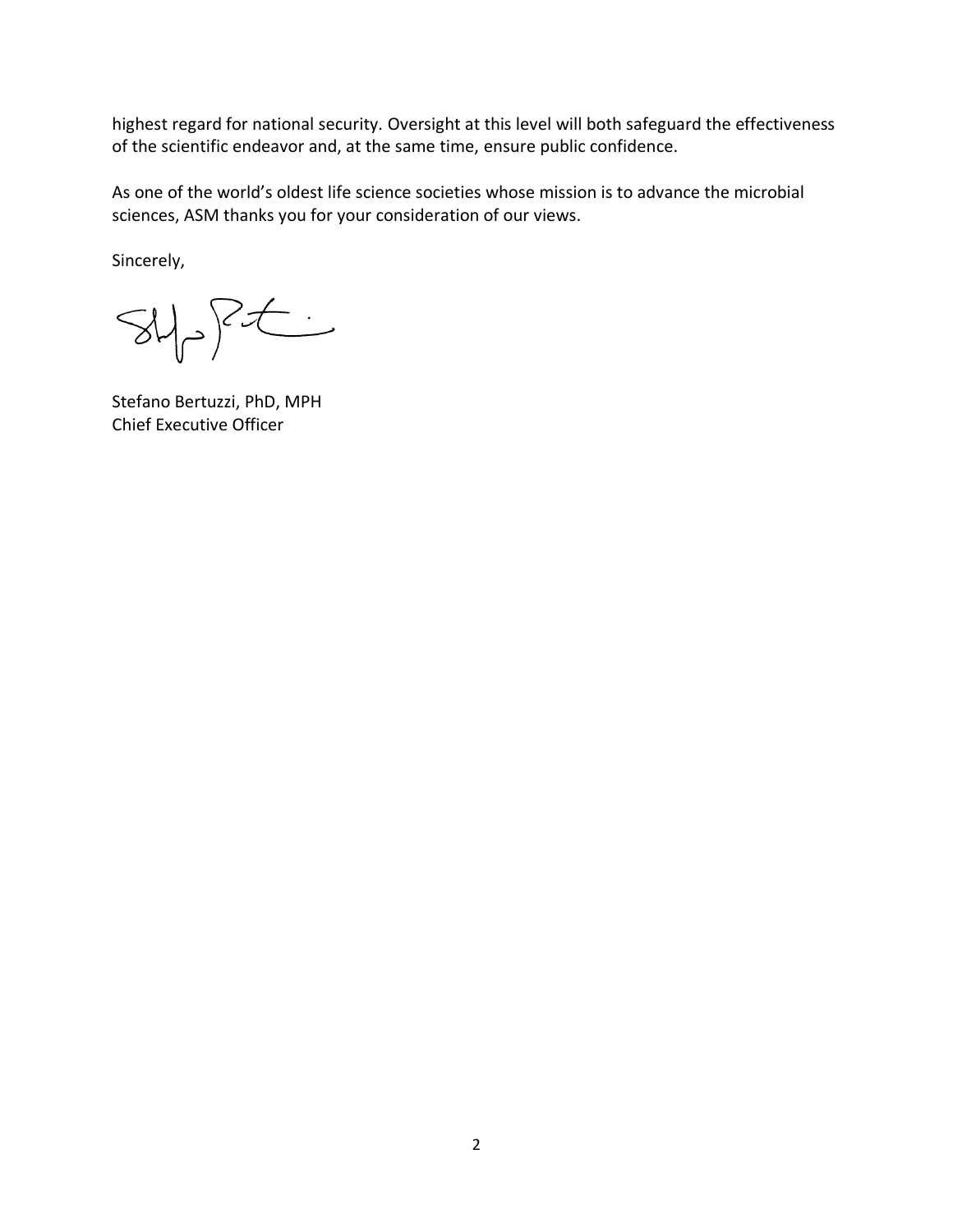highest regard for national security. Oversight at this level will both safeguard the effectiveness of the scientific endeavor and, at the same time, ensure public confidence.

As one of the world's oldest life science societies whose mission is to advance the microbial sciences, ASM thanks you for your consideration of our views.

Sincerely,

Stefano Bertuzzi, PhD, MPH
Chief Executive Officer